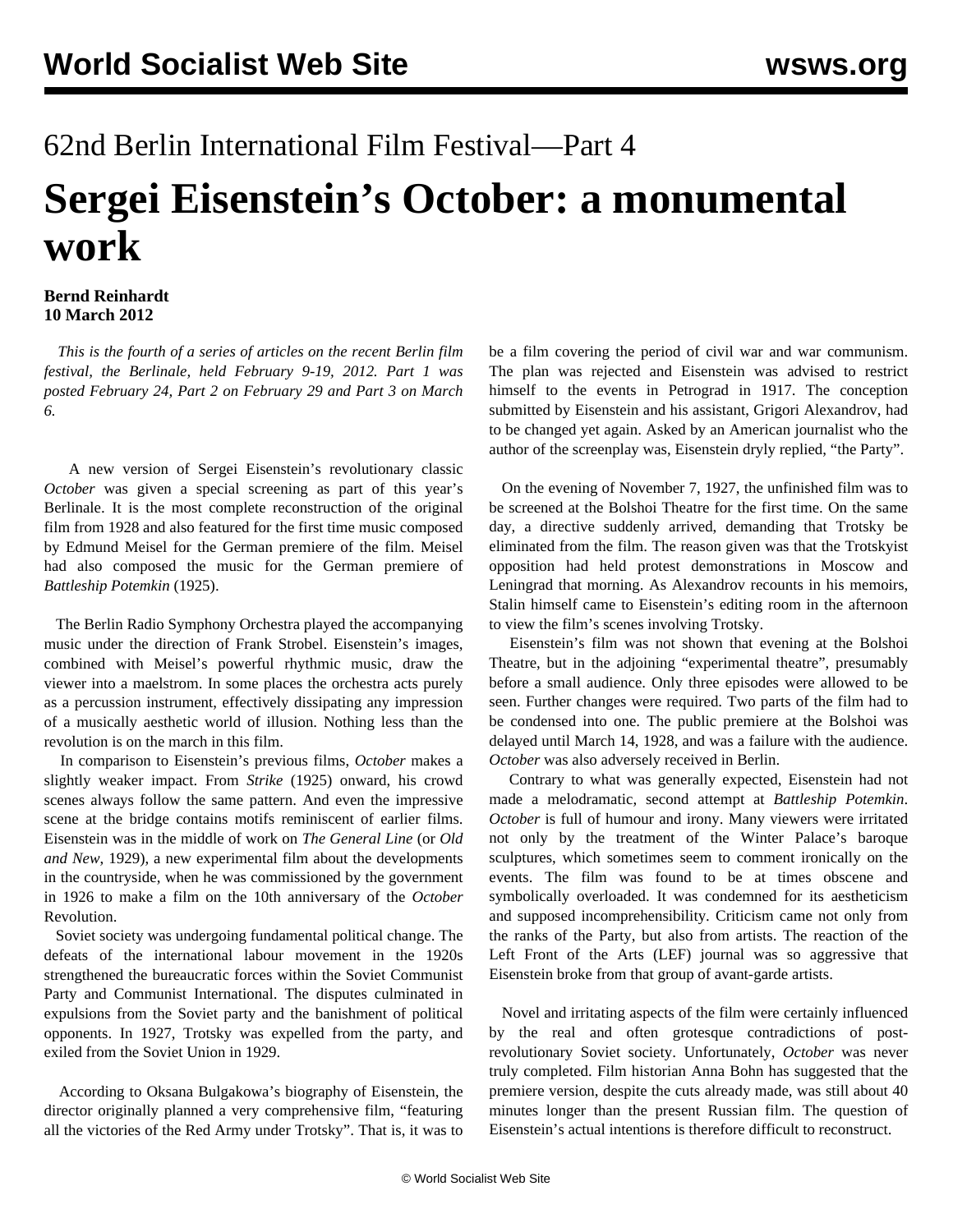# 62nd Berlin International Film Festival—Part 4

# Sergei Eisenstein's October: a monumental work

**Bernd Reinhardt**
**10 March 2012**

*This is the fourth of a series of articles on the recent Berlin film festival, the Berlinale, held February 9-19, 2012. Part 1 was posted February 24, Part 2 on February 29 and Part 3 on March 6.*

A new version of Sergei Eisenstein's revolutionary classic *October* was given a special screening as part of this year's Berlinale. It is the most complete reconstruction of the original film from 1928 and also featured for the first time music composed by Edmund Meisel for the German premiere of the film. Meisel had also composed the music for the German premiere of *Battleship Potemkin* (1925).

The Berlin Radio Symphony Orchestra played the accompanying music under the direction of Frank Strobel. Eisenstein's images, combined with Meisel's powerful rhythmic music, draw the viewer into a maelstrom. In some places the orchestra acts purely as a percussion instrument, effectively dissipating any impression of a musically aesthetic world of illusion. Nothing less than the revolution is on the march in this film.

In comparison to Eisenstein's previous films, *October* makes a slightly weaker impact. From *Strike* (1925) onward, his crowd scenes always follow the same pattern. And even the impressive scene at the bridge contains motifs reminiscent of earlier films. Eisenstein was in the middle of work on *The General Line* (or *Old and New*, 1929), a new experimental film about the developments in the countryside, when he was commissioned by the government in 1926 to make a film on the 10th anniversary of the *October* Revolution.

Soviet society was undergoing fundamental political change. The defeats of the international labour movement in the 1920s strengthened the bureaucratic forces within the Soviet Communist Party and Communist International. The disputes culminated in expulsions from the Soviet party and the banishment of political opponents. In 1927, Trotsky was expelled from the party, and exiled from the Soviet Union in 1929.

According to Oksana Bulgakowa's biography of Eisenstein, the director originally planned a very comprehensive film, "featuring all the victories of the Red Army under Trotsky". That is, it was to be a film covering the period of civil war and war communism. The plan was rejected and Eisenstein was advised to restrict himself to the events in Petrograd in 1917. The conception submitted by Eisenstein and his assistant, Grigori Alexandrov, had to be changed yet again. Asked by an American journalist who the author of the screenplay was, Eisenstein dryly replied, "the Party".

On the evening of November 7, 1927, the unfinished film was to be screened at the Bolshoi Theatre for the first time. On the same day, a directive suddenly arrived, demanding that Trotsky be eliminated from the film. The reason given was that the Trotskyist opposition had held protest demonstrations in Moscow and Leningrad that morning. As Alexandrov recounts in his memoirs, Stalin himself came to Eisenstein's editing room in the afternoon to view the film's scenes involving Trotsky.

Eisenstein's film was not shown that evening at the Bolshoi Theatre, but in the adjoining "experimental theatre", presumably before a small audience. Only three episodes were allowed to be seen. Further changes were required. Two parts of the film had to be condensed into one. The public premiere at the Bolshoi was delayed until March 14, 1928, and was a failure with the audience. *October* was also adversely received in Berlin.

Contrary to what was generally expected, Eisenstein had not made a melodramatic, second attempt at *Battleship Potemkin*. *October* is full of humour and irony. Many viewers were irritated not only by the treatment of the Winter Palace's baroque sculptures, which sometimes seem to comment ironically on the events. The film was found to be at times obscene and symbolically overloaded. It was condemned for its aestheticism and supposed incomprehensibility. Criticism came not only from the ranks of the Party, but also from artists. The reaction of the Left Front of the Arts (LEF) journal was so aggressive that Eisenstein broke from that group of avant-garde artists.

Novel and irritating aspects of the film were certainly influenced by the real and often grotesque contradictions of post-revolutionary Soviet society. Unfortunately, *October* was never truly completed. Film historian Anna Bohn has suggested that the premiere version, despite the cuts already made, was still about 40 minutes longer than the present Russian film. The question of Eisenstein's actual intentions is therefore difficult to reconstruct.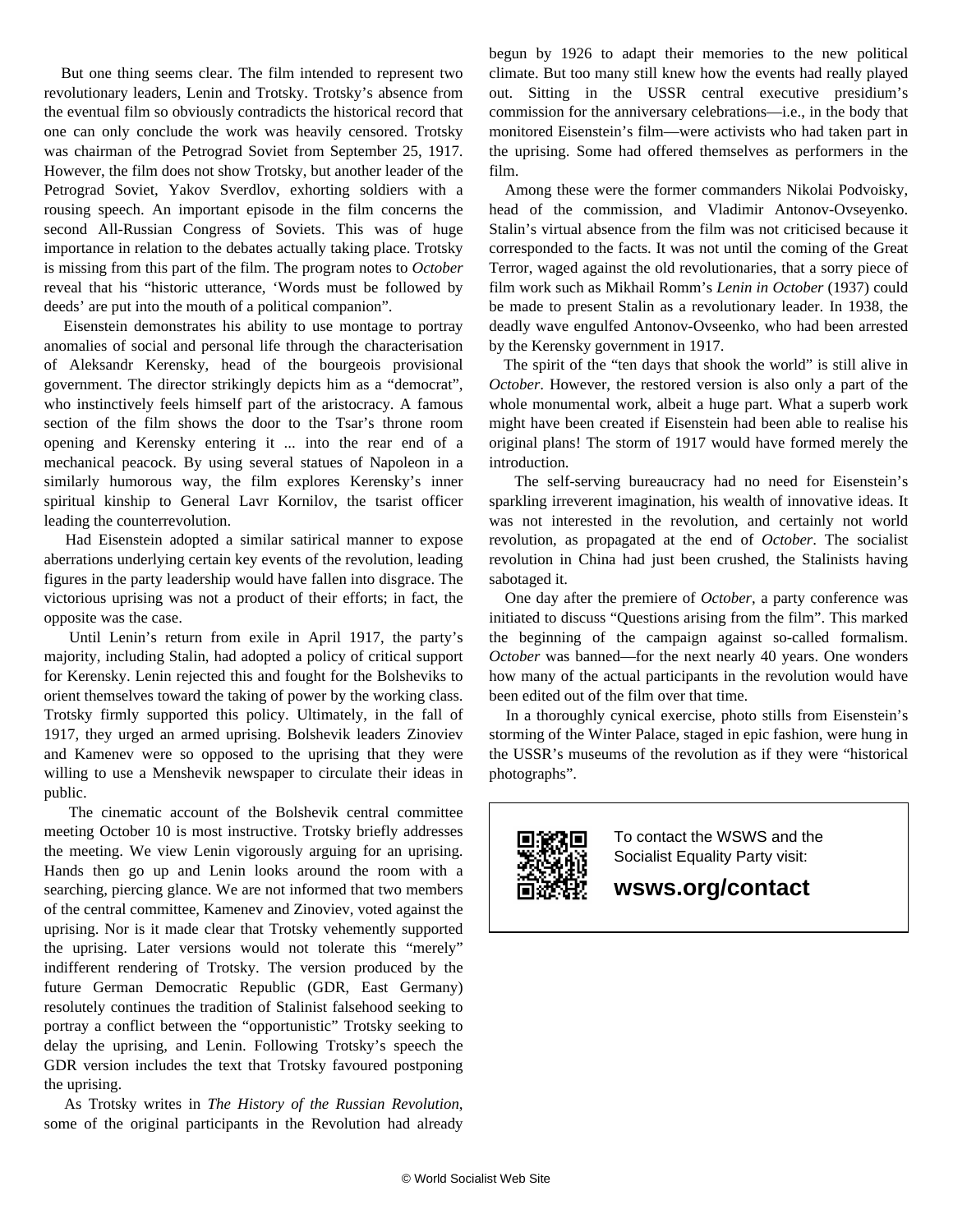But one thing seems clear. The film intended to represent two revolutionary leaders, Lenin and Trotsky. Trotsky's absence from the eventual film so obviously contradicts the historical record that one can only conclude the work was heavily censored. Trotsky was chairman of the Petrograd Soviet from September 25, 1917. However, the film does not show Trotsky, but another leader of the Petrograd Soviet, Yakov Sverdlov, exhorting soldiers with a rousing speech. An important episode in the film concerns the second All-Russian Congress of Soviets. This was of huge importance in relation to the debates actually taking place. Trotsky is missing from this part of the film. The program notes to *October* reveal that his "historic utterance, 'Words must be followed by deeds' are put into the mouth of a political companion".

Eisenstein demonstrates his ability to use montage to portray anomalies of social and personal life through the characterisation of Aleksandr Kerensky, head of the bourgeois provisional government. The director strikingly depicts him as a "democrat", who instinctively feels himself part of the aristocracy. A famous section of the film shows the door to the Tsar's throne room opening and Kerensky entering it ... into the rear end of a mechanical peacock. By using several statues of Napoleon in a similarly humorous way, the film explores Kerensky's inner spiritual kinship to General Lavr Kornilov, the tsarist officer leading the counterrevolution.

Had Eisenstein adopted a similar satirical manner to expose aberrations underlying certain key events of the revolution, leading figures in the party leadership would have fallen into disgrace. The victorious uprising was not a product of their efforts; in fact, the opposite was the case.

Until Lenin's return from exile in April 1917, the party's majority, including Stalin, had adopted a policy of critical support for Kerensky. Lenin rejected this and fought for the Bolsheviks to orient themselves toward the taking of power by the working class. Trotsky firmly supported this policy. Ultimately, in the fall of 1917, they urged an armed uprising. Bolshevik leaders Zinoviev and Kamenev were so opposed to the uprising that they were willing to use a Menshevik newspaper to circulate their ideas in public.

The cinematic account of the Bolshevik central committee meeting October 10 is most instructive. Trotsky briefly addresses the meeting. We view Lenin vigorously arguing for an uprising. Hands then go up and Lenin looks around the room with a searching, piercing glance. We are not informed that two members of the central committee, Kamenev and Zinoviev, voted against the uprising. Nor is it made clear that Trotsky vehemently supported the uprising. Later versions would not tolerate this "merely" indifferent rendering of Trotsky. The version produced by the future German Democratic Republic (GDR, East Germany) resolutely continues the tradition of Stalinist falsehood seeking to portray a conflict between the "opportunistic" Trotsky seeking to delay the uprising, and Lenin. Following Trotsky's speech the GDR version includes the text that Trotsky favoured postponing the uprising.

As Trotsky writes in *The History of the Russian Revolution*, some of the original participants in the Revolution had already begun by 1926 to adapt their memories to the new political climate. But too many still knew how the events had really played out. Sitting in the USSR central executive presidium's commission for the anniversary celebrations—i.e., in the body that monitored Eisenstein's film—were activists who had taken part in the uprising. Some had offered themselves as performers in the film.

Among these were the former commanders Nikolai Podvoisky, head of the commission, and Vladimir Antonov-Ovseyenko. Stalin's virtual absence from the film was not criticised because it corresponded to the facts. It was not until the coming of the Great Terror, waged against the old revolutionaries, that a sorry piece of film work such as Mikhail Romm's *Lenin in October* (1937) could be made to present Stalin as a revolutionary leader. In 1938, the deadly wave engulfed Antonov-Ovseenko, who had been arrested by the Kerensky government in 1917.

The spirit of the "ten days that shook the world" is still alive in *October*. However, the restored version is also only a part of the whole monumental work, albeit a huge part. What a superb work might have been created if Eisenstein had been able to realise his original plans! The storm of 1917 would have formed merely the introduction.

The self-serving bureaucracy had no need for Eisenstein's sparkling irreverent imagination, his wealth of innovative ideas. It was not interested in the revolution, and certainly not world revolution, as propagated at the end of *October*. The socialist revolution in China had just been crushed, the Stalinists having sabotaged it.

One day after the premiere of *October*, a party conference was initiated to discuss "Questions arising from the film". This marked the beginning of the campaign against so-called formalism. *October* was banned—for the next nearly 40 years. One wonders how many of the actual participants in the revolution would have been edited out of the film over that time.

In a thoroughly cynical exercise, photo stills from Eisenstein's storming of the Winter Palace, staged in epic fashion, were hung in the USSR's museums of the revolution as if they were "historical photographs".

To contact the WSWS and the Socialist Equality Party visit:

**wsws.org/contact**